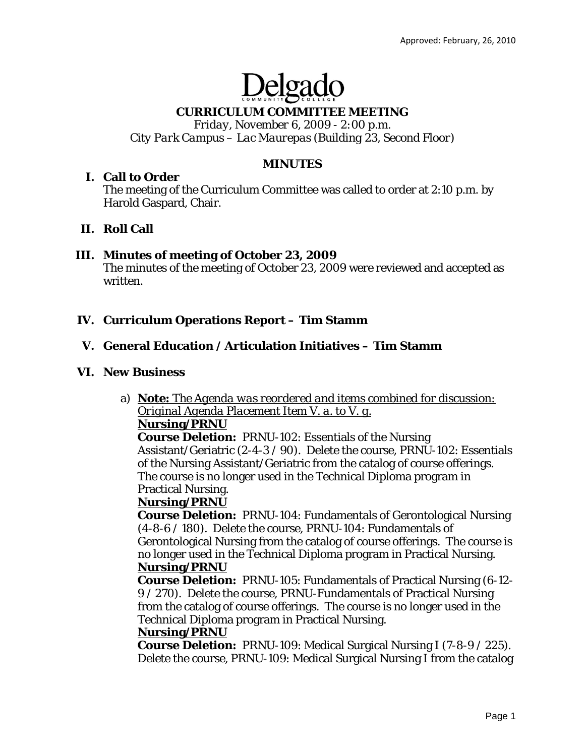Approved: February, 26, 2010

# Delgado

## CURRICULUM COMMITTEE MEETING

*Friday, November 6, 2009 - 2:00 p.m.*
*City Park Campus – Lac Maurepas (Building 23, Second Floor)*

## MINUTES

### I. Call to Order

The meeting of the Curriculum Committee was called to order at 2:10 p.m. by Harold Gaspard, Chair.

### II. Roll Call

### III. Minutes of meeting of October 23, 2009

The minutes of the meeting of October 23, 2009 were reviewed and accepted as written.

### IV. Curriculum Operations Report – Tim Stamm

### V. General Education / Articulation Initiatives – Tim Stamm

### VI. New Business

a) **Note:** *The Agenda was reordered and items combined for discussion: Original Agenda Placement Item V. a. to V. g.*

**Nursing/PRNU**

**Course Deletion:** PRNU-102: Essentials of the Nursing Assistant/Geriatric (2-4-3 / 90). Delete the course, PRNU-102: Essentials of the Nursing Assistant/Geriatric from the catalog of course offerings. The course is no longer used in the Technical Diploma program in Practical Nursing.

**Nursing/PRNU**

**Course Deletion:** PRNU-104: Fundamentals of Gerontological Nursing (4-8-6 / 180). Delete the course, PRNU-104: Fundamentals of Gerontological Nursing from the catalog of course offerings. The course is no longer used in the Technical Diploma program in Practical Nursing.

**Nursing/PRNU**

**Course Deletion:** PRNU-105: Fundamentals of Practical Nursing (6-12-9 / 270). Delete the course, PRNU-Fundamentals of Practical Nursing from the catalog of course offerings. The course is no longer used in the Technical Diploma program in Practical Nursing.

**Nursing/PRNU**

**Course Deletion:** PRNU-109: Medical Surgical Nursing I (7-8-9 / 225). Delete the course, PRNU-109: Medical Surgical Nursing I from the catalog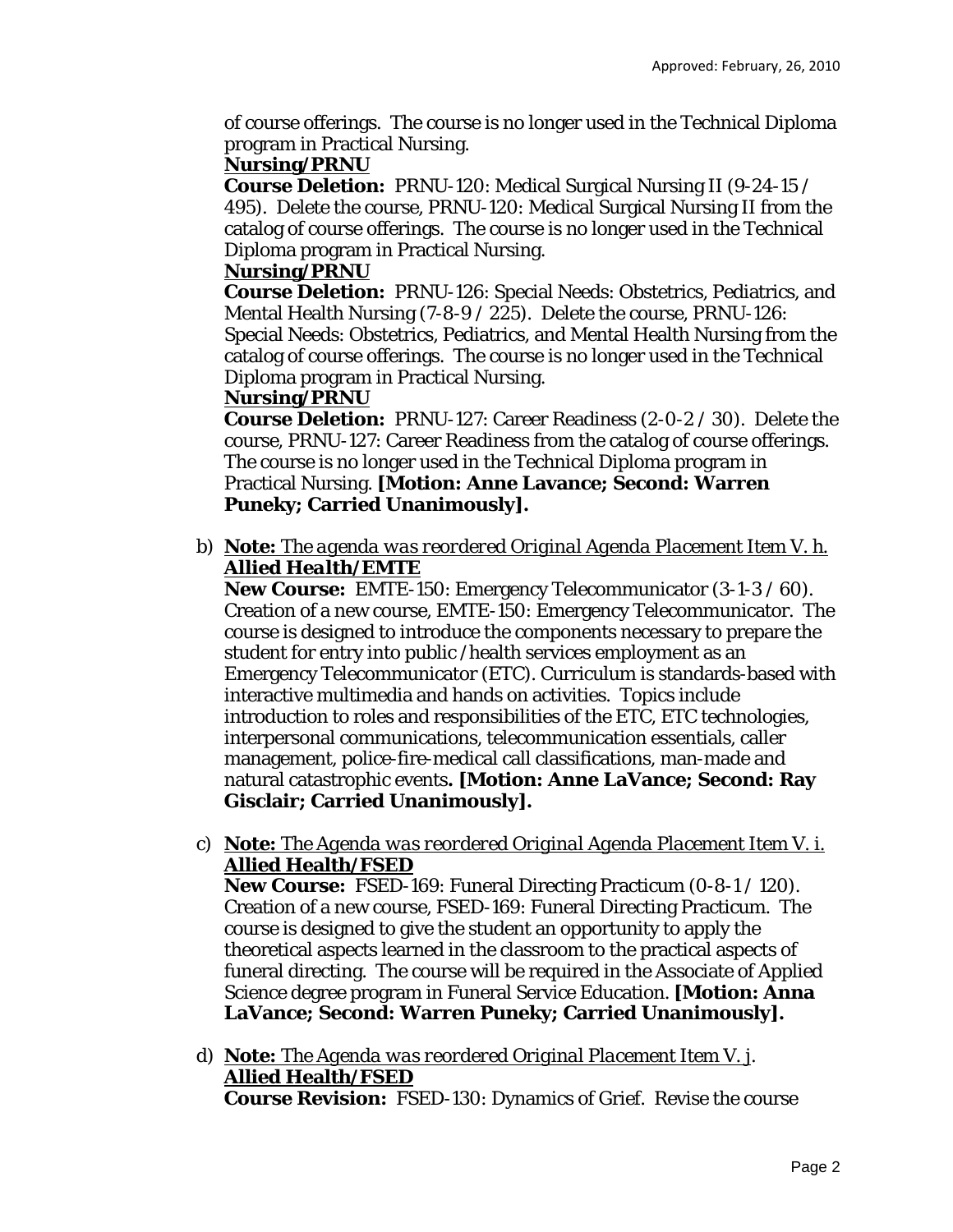of course offerings. The course is no longer used in the Technical Diploma program in Practical Nursing.

**Nursing/PRNU**

**Course Deletion:** PRNU-120: Medical Surgical Nursing II (9-24-15 / 495). Delete the course, PRNU-120: Medical Surgical Nursing II from the catalog of course offerings. The course is no longer used in the Technical Diploma program in Practical Nursing.

**Nursing/PRNU**

**Course Deletion:** PRNU-126: Special Needs: Obstetrics, Pediatrics, and Mental Health Nursing (7-8-9 / 225). Delete the course, PRNU-126: Special Needs: Obstetrics, Pediatrics, and Mental Health Nursing from the catalog of course offerings. The course is no longer used in the Technical Diploma program in Practical Nursing.

**Nursing/PRNU**

**Course Deletion:** PRNU-127: Career Readiness (2-0-2 / 30). Delete the course, PRNU-127: Career Readiness from the catalog of course offerings. The course is no longer used in the Technical Diploma program in Practical Nursing. **[Motion: Anne Lavance; Second: Warren Puneky; Carried Unanimously].**

b) **Note:** *The agenda was reordered Original Agenda Placement Item V. h.*
**Allied Health/EMTE**
**New Course:** EMTE-150: Emergency Telecommunicator (3-1-3 / 60). Creation of a new course, EMTE-150: Emergency Telecommunicator. The course is designed to introduce the components necessary to prepare the student for entry into public /health services employment as an Emergency Telecommunicator (ETC). Curriculum is standards-based with interactive multimedia and hands on activities. Topics include introduction to roles and responsibilities of the ETC, ETC technologies, interpersonal communications, telecommunication essentials, caller management, police-fire-medical call classifications, man-made and natural catastrophic events**. [Motion: Anne LaVance; Second: Ray Gisclair; Carried Unanimously].**

c) **Note:** *The Agenda was reordered Original Agenda Placement Item V. i.*
**Allied Health/FSED**
**New Course:** FSED-169: Funeral Directing Practicum (0-8-1 / 120). Creation of a new course, FSED-169: Funeral Directing Practicum. The course is designed to give the student an opportunity to apply the theoretical aspects learned in the classroom to the practical aspects of funeral directing. The course will be required in the Associate of Applied Science degree program in Funeral Service Education. **[Motion: Anna LaVance; Second: Warren Puneky; Carried Unanimously].**

d) **Note:** *The Agenda was reordered Original Placement Item V. j.*
**Allied Health/FSED**
**Course Revision:** FSED-130: Dynamics of Grief. Revise the course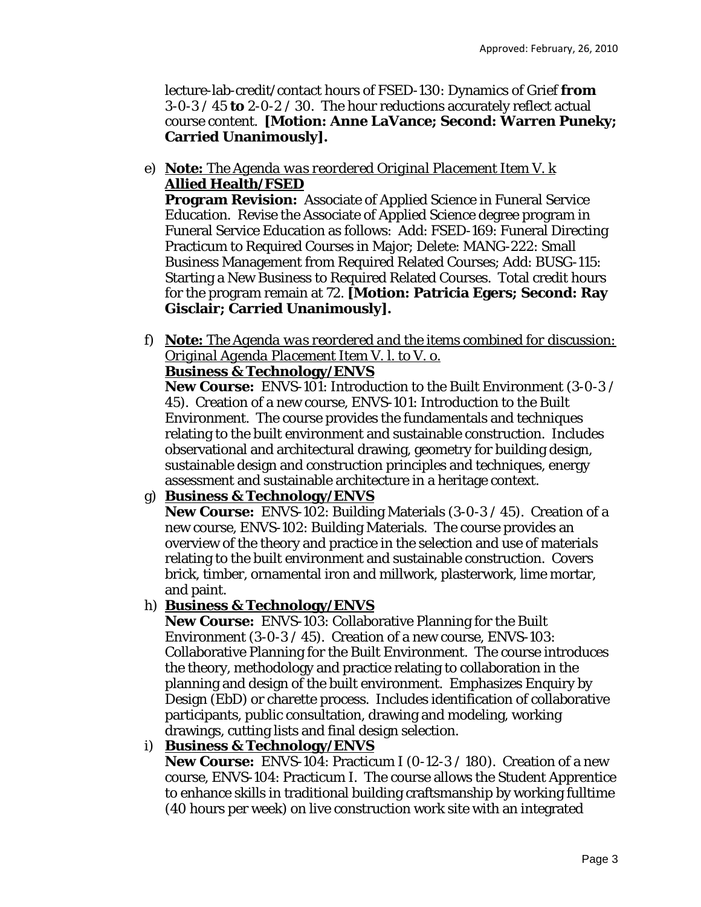lecture-lab-credit/contact hours of FSED-130: Dynamics of Grief **from** 3-0-3 / 45 **to** 2-0-2 / 30. The hour reductions accurately reflect actual course content. **[Motion: Anne LaVance; Second: Warren Puneky; Carried Unanimously].**

e) ***Note:*** *The Agenda was reordered Original Placement Item V. k*
**Allied Health/FSED**
**Program Revision:** Associate of Applied Science in Funeral Service Education. Revise the Associate of Applied Science degree program in Funeral Service Education as follows: Add: FSED-169: Funeral Directing Practicum to Required Courses in Major; Delete: MANG-222: Small Business Management from Required Related Courses; Add: BUSG-115: Starting a New Business to Required Related Courses. Total credit hours for the program remain at 72. **[Motion: Patricia Egers; Second: Ray Gisclair; Carried Unanimously].**

f) ***Note:*** *The Agenda was reordered and the items combined for discussion: Original Agenda Placement Item V. l. to V. o.*
**Business & Technology/ENVS**
**New Course:** ENVS-101: Introduction to the Built Environment (3-0-3 / 45). Creation of a new course, ENVS-101: Introduction to the Built Environment. The course provides the fundamentals and techniques relating to the built environment and sustainable construction. Includes observational and architectural drawing, geometry for building design, sustainable design and construction principles and techniques, energy assessment and sustainable architecture in a heritage context.

g) **Business & Technology/ENVS**
**New Course:** ENVS-102: Building Materials (3-0-3 / 45). Creation of a new course, ENVS-102: Building Materials. The course provides an overview of the theory and practice in the selection and use of materials relating to the built environment and sustainable construction. Covers brick, timber, ornamental iron and millwork, plasterwork, lime mortar, and paint.

h) **Business & Technology/ENVS**
**New Course:** ENVS-103: Collaborative Planning for the Built Environment (3-0-3 / 45). Creation of a new course, ENVS-103: Collaborative Planning for the Built Environment. The course introduces the theory, methodology and practice relating to collaboration in the planning and design of the built environment. Emphasizes Enquiry by Design (EbD) or charette process. Includes identification of collaborative participants, public consultation, drawing and modeling, working drawings, cutting lists and final design selection.

i) **Business & Technology/ENVS**
**New Course:** ENVS-104: Practicum I (0-12-3 / 180). Creation of a new course, ENVS-104: Practicum I. The course allows the Student Apprentice to enhance skills in traditional building craftsmanship by working fulltime (40 hours per week) on live construction work site with an integrated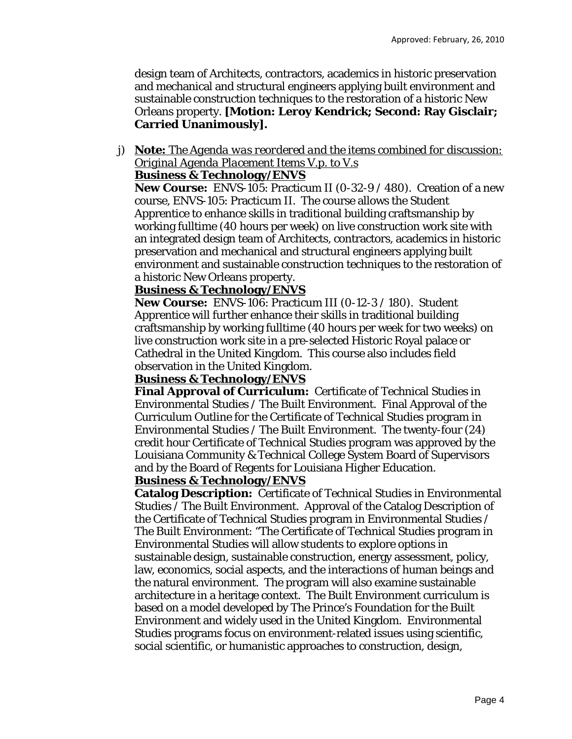design team of Architects, contractors, academics in historic preservation and mechanical and structural engineers applying built environment and sustainable construction techniques to the restoration of a historic New Orleans property. **[Motion: Leroy Kendrick; Second: Ray Gisclair; Carried Unanimously].**

j) **Note:** *The Agenda was reordered and the items combined for discussion: Original Agenda Placement Items V.p. to V.s*

**Business & Technology/ENVS**

**New Course:** ENVS-105: Practicum II (0-32-9 / 480). Creation of a new course, ENVS-105: Practicum II. The course allows the Student Apprentice to enhance skills in traditional building craftsmanship by working fulltime (40 hours per week) on live construction work site with an integrated design team of Architects, contractors, academics in historic preservation and mechanical and structural engineers applying built environment and sustainable construction techniques to the restoration of a historic New Orleans property.

**Business & Technology/ENVS**

**New Course:** ENVS-106: Practicum III (0-12-3 / 180). Student Apprentice will further enhance their skills in traditional building craftsmanship by working fulltime (40 hours per week for two weeks) on live construction work site in a pre-selected Historic Royal palace or Cathedral in the United Kingdom. This course also includes field observation in the United Kingdom.

**Business & Technology/ENVS**

**Final Approval of Curriculum:** Certificate of Technical Studies in Environmental Studies / The Built Environment. Final Approval of the Curriculum Outline for the Certificate of Technical Studies program in Environmental Studies / The Built Environment. The twenty-four (24) credit hour Certificate of Technical Studies program was approved by the Louisiana Community & Technical College System Board of Supervisors and by the Board of Regents for Louisiana Higher Education.

**Business & Technology/ENVS**

**Catalog Description:** Certificate of Technical Studies in Environmental Studies / The Built Environment. Approval of the Catalog Description of the Certificate of Technical Studies program in Environmental Studies / The Built Environment: "The Certificate of Technical Studies program in Environmental Studies will allow students to explore options in sustainable design, sustainable construction, energy assessment, policy, law, economics, social aspects, and the interactions of human beings and the natural environment. The program will also examine sustainable architecture in a heritage context. The Built Environment curriculum is based on a model developed by The Prince's Foundation for the Built Environment and widely used in the United Kingdom. Environmental Studies programs focus on environment-related issues using scientific, social scientific, or humanistic approaches to construction, design,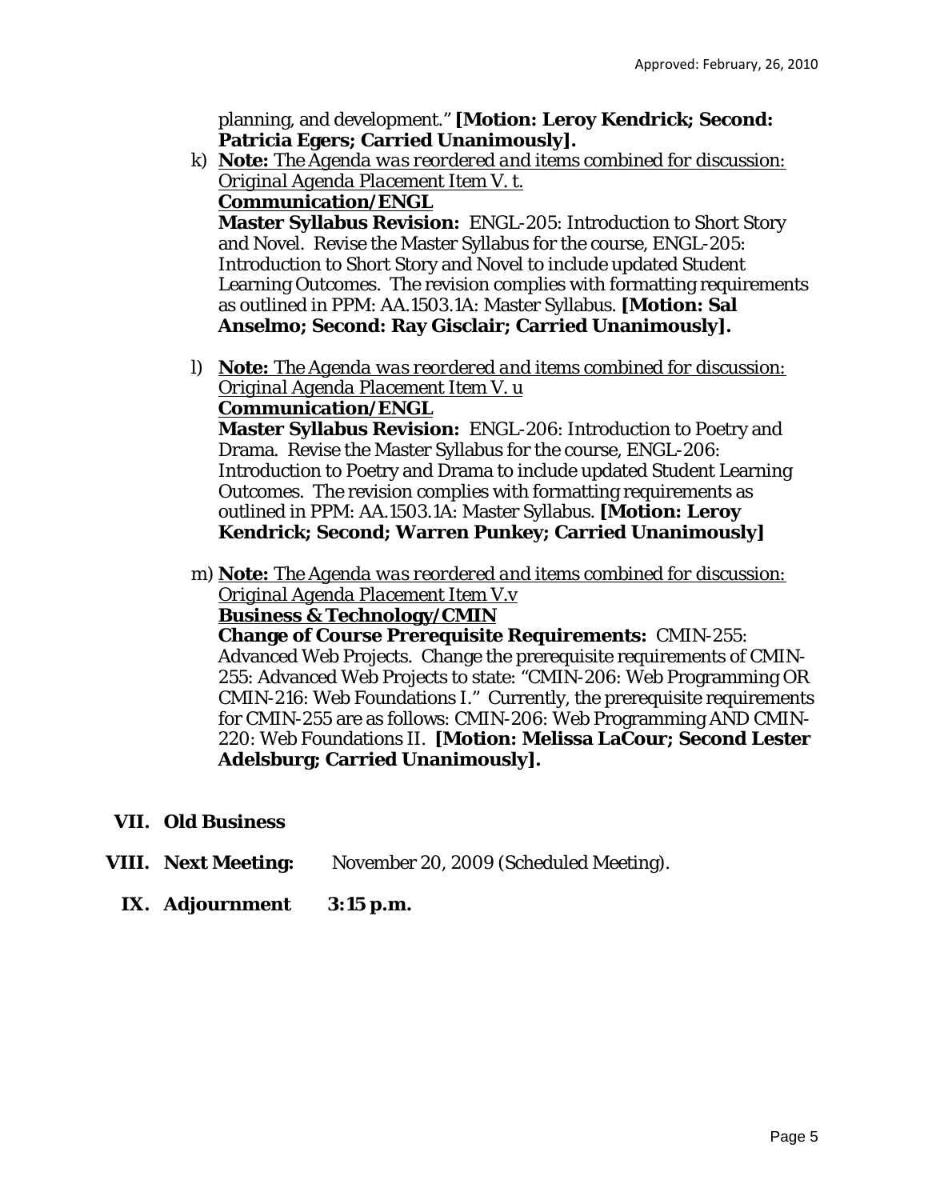planning, and development." **[Motion: Leroy Kendrick; Second: Patricia Egers; Carried Unanimously].**

k) ***Note:*** *The Agenda was reordered and items combined for discussion: Original Agenda Placement Item V. t.*
**Communication/ENGL**
**Master Syllabus Revision:** ENGL-205: Introduction to Short Story and Novel. Revise the Master Syllabus for the course, ENGL-205: Introduction to Short Story and Novel to include updated Student Learning Outcomes. The revision complies with formatting requirements as outlined in PPM: AA.1503.1A: Master Syllabus. **[Motion: Sal Anselmo; Second: Ray Gisclair; Carried Unanimously].**

l) ***Note:*** *The Agenda was reordered and items combined for discussion: Original Agenda Placement Item V. u*
**Communication/ENGL**
**Master Syllabus Revision:** ENGL-206: Introduction to Poetry and Drama. Revise the Master Syllabus for the course, ENGL-206: Introduction to Poetry and Drama to include updated Student Learning Outcomes. The revision complies with formatting requirements as outlined in PPM: AA.1503.1A: Master Syllabus. **[Motion: Leroy Kendrick; Second; Warren Punkey; Carried Unanimously]**

m) ***Note:*** *The Agenda was reordered and items combined for discussion: Original Agenda Placement Item V.v*
**Business & Technology/CMIN**
**Change of Course Prerequisite Requirements:** CMIN-255: Advanced Web Projects. Change the prerequisite requirements of CMIN-255: Advanced Web Projects to state: "CMIN-206: Web Programming OR CMIN-216: Web Foundations I." Currently, the prerequisite requirements for CMIN-255 are as follows: CMIN-206: Web Programming AND CMIN-220: Web Foundations II. **[Motion: Melissa LaCour; Second Lester Adelsburg; Carried Unanimously].**

## VII. Old Business

## VIII. Next Meeting: November 20, 2009 (Scheduled Meeting).

## IX. Adjournment 3:15 p.m.